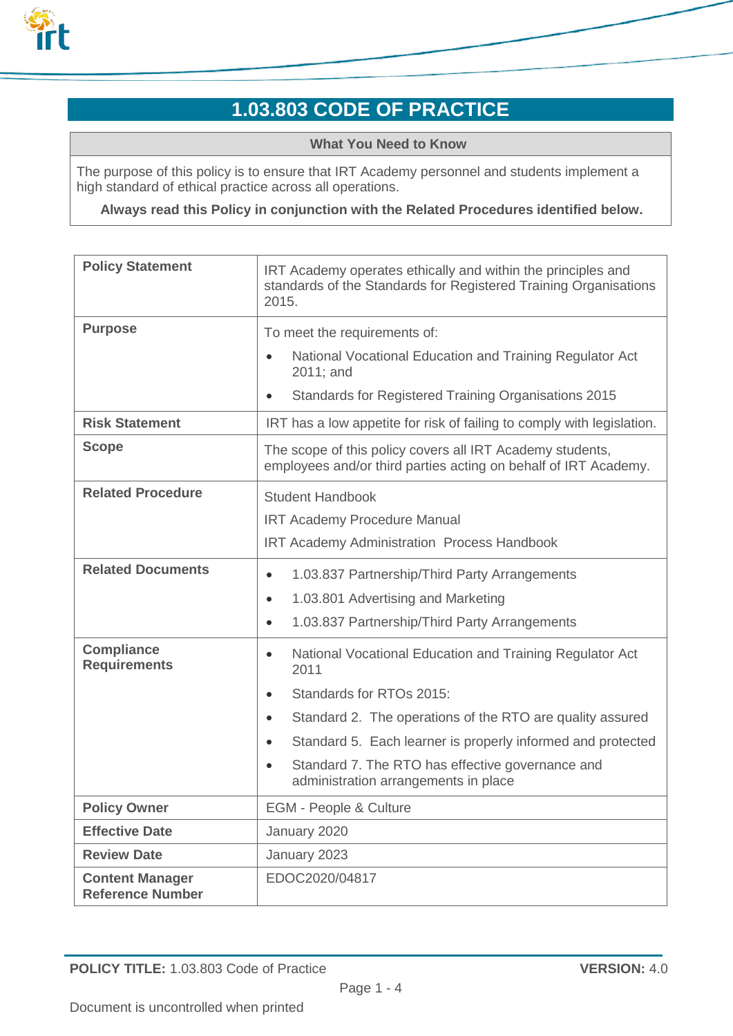# 1.03.803 CODE OF PRACTICE

| What You Need to Know |
| --- |
| The purpose of this policy is to ensure that IRT Academy personnel and students implement a high standard of ethical practice across all operations.<br>**Always read this Policy in conjunction with the Related Procedures identified below.** |

| | |
| --- | --- |
| **Policy Statement** | IRT Academy operates ethically and within the principles and standards of the Standards for Registered Training Organisations 2015. |
| **Purpose** | To meet the requirements of:<br>• National Vocational Education and Training Regulator Act 2011; and<br>• Standards for Registered Training Organisations 2015 |
| **Risk Statement** | IRT has a low appetite for risk of failing to comply with legislation. |
| **Scope** | The scope of this policy covers all IRT Academy students, employees and/or third parties acting on behalf of IRT Academy. |
| **Related Procedure** | Student Handbook<br>IRT Academy Procedure Manual<br>IRT Academy Administration Process Handbook |
| **Related Documents** | • 1.03.837 Partnership/Third Party Arrangements<br>• 1.03.801 Advertising and Marketing<br>• 1.03.837 Partnership/Third Party Arrangements |
| **Compliance Requirements** | • National Vocational Education and Training Regulator Act 2011<br>• Standards for RTOs 2015:<br>• Standard 2. The operations of the RTO are quality assured<br>• Standard 5. Each learner is properly informed and protected<br>• Standard 7. The RTO has effective governance and administration arrangements in place |
| **Policy Owner** | EGM - People & Culture |
| **Effective Date** | January 2020 |
| **Review Date** | January 2023 |
| **Content Manager Reference Number** | EDOC2020/04817 |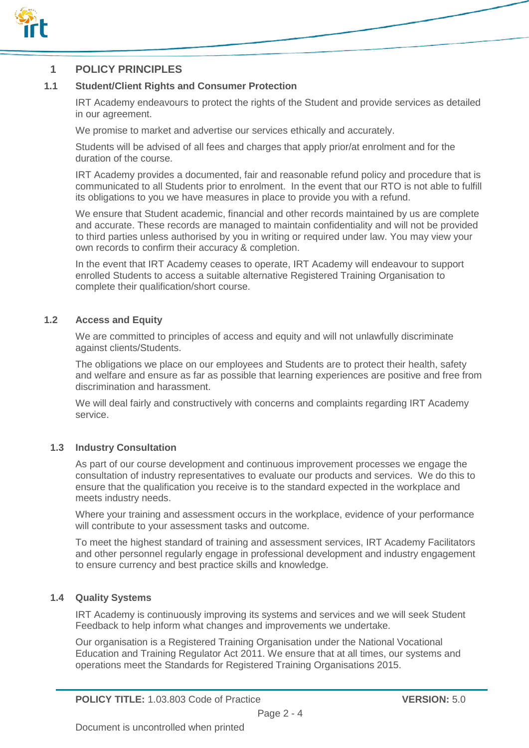# 1 POLICY PRINCIPLES

## 1.1 Student/Client Rights and Consumer Protection

IRT Academy endeavours to protect the rights of the Student and provide services as detailed in our agreement.

We promise to market and advertise our services ethically and accurately.

Students will be advised of all fees and charges that apply prior/at enrolment and for the duration of the course.

IRT Academy provides a documented, fair and reasonable refund policy and procedure that is communicated to all Students prior to enrolment. In the event that our RTO is not able to fulfill its obligations to you we have measures in place to provide you with a refund.

We ensure that Student academic, financial and other records maintained by us are complete and accurate. These records are managed to maintain confidentiality and will not be provided to third parties unless authorised by you in writing or required under law. You may view your own records to confirm their accuracy & completion.

In the event that IRT Academy ceases to operate, IRT Academy will endeavour to support enrolled Students to access a suitable alternative Registered Training Organisation to complete their qualification/short course.

## 1.2 Access and Equity

We are committed to principles of access and equity and will not unlawfully discriminate against clients/Students.

The obligations we place on our employees and Students are to protect their health, safety and welfare and ensure as far as possible that learning experiences are positive and free from discrimination and harassment.

We will deal fairly and constructively with concerns and complaints regarding IRT Academy service.

## 1.3 Industry Consultation

As part of our course development and continuous improvement processes we engage the consultation of industry representatives to evaluate our products and services. We do this to ensure that the qualification you receive is to the standard expected in the workplace and meets industry needs.

Where your training and assessment occurs in the workplace, evidence of your performance will contribute to your assessment tasks and outcome.

To meet the highest standard of training and assessment services, IRT Academy Facilitators and other personnel regularly engage in professional development and industry engagement to ensure currency and best practice skills and knowledge.

## 1.4 Quality Systems

IRT Academy is continuously improving its systems and services and we will seek Student Feedback to help inform what changes and improvements we undertake.

Our organisation is a Registered Training Organisation under the National Vocational Education and Training Regulator Act 2011. We ensure that at all times, our systems and operations meet the Standards for Registered Training Organisations 2015.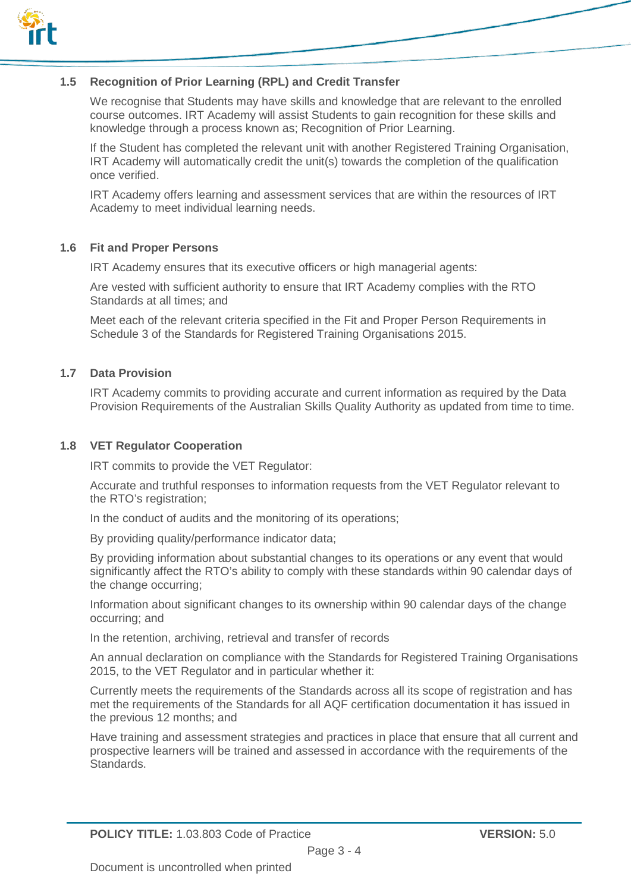### 1.5 Recognition of Prior Learning (RPL) and Credit Transfer

We recognise that Students may have skills and knowledge that are relevant to the enrolled course outcomes. IRT Academy will assist Students to gain recognition for these skills and knowledge through a process known as; Recognition of Prior Learning.

If the Student has completed the relevant unit with another Registered Training Organisation, IRT Academy will automatically credit the unit(s) towards the completion of the qualification once verified.

IRT Academy offers learning and assessment services that are within the resources of IRT Academy to meet individual learning needs.

### 1.6 Fit and Proper Persons

IRT Academy ensures that its executive officers or high managerial agents:

Are vested with sufficient authority to ensure that IRT Academy complies with the RTO Standards at all times; and

Meet each of the relevant criteria specified in the Fit and Proper Person Requirements in Schedule 3 of the Standards for Registered Training Organisations 2015.

### 1.7 Data Provision

IRT Academy commits to providing accurate and current information as required by the Data Provision Requirements of the Australian Skills Quality Authority as updated from time to time.

### 1.8 VET Regulator Cooperation

IRT commits to provide the VET Regulator:

Accurate and truthful responses to information requests from the VET Regulator relevant to the RTO's registration;

In the conduct of audits and the monitoring of its operations;

By providing quality/performance indicator data;

By providing information about substantial changes to its operations or any event that would significantly affect the RTO's ability to comply with these standards within 90 calendar days of the change occurring;

Information about significant changes to its ownership within 90 calendar days of the change occurring; and

In the retention, archiving, retrieval and transfer of records

An annual declaration on compliance with the Standards for Registered Training Organisations 2015, to the VET Regulator and in particular whether it:

Currently meets the requirements of the Standards across all its scope of registration and has met the requirements of the Standards for all AQF certification documentation it has issued in the previous 12 months; and

Have training and assessment strategies and practices in place that ensure that all current and prospective learners will be trained and assessed in accordance with the requirements of the Standards.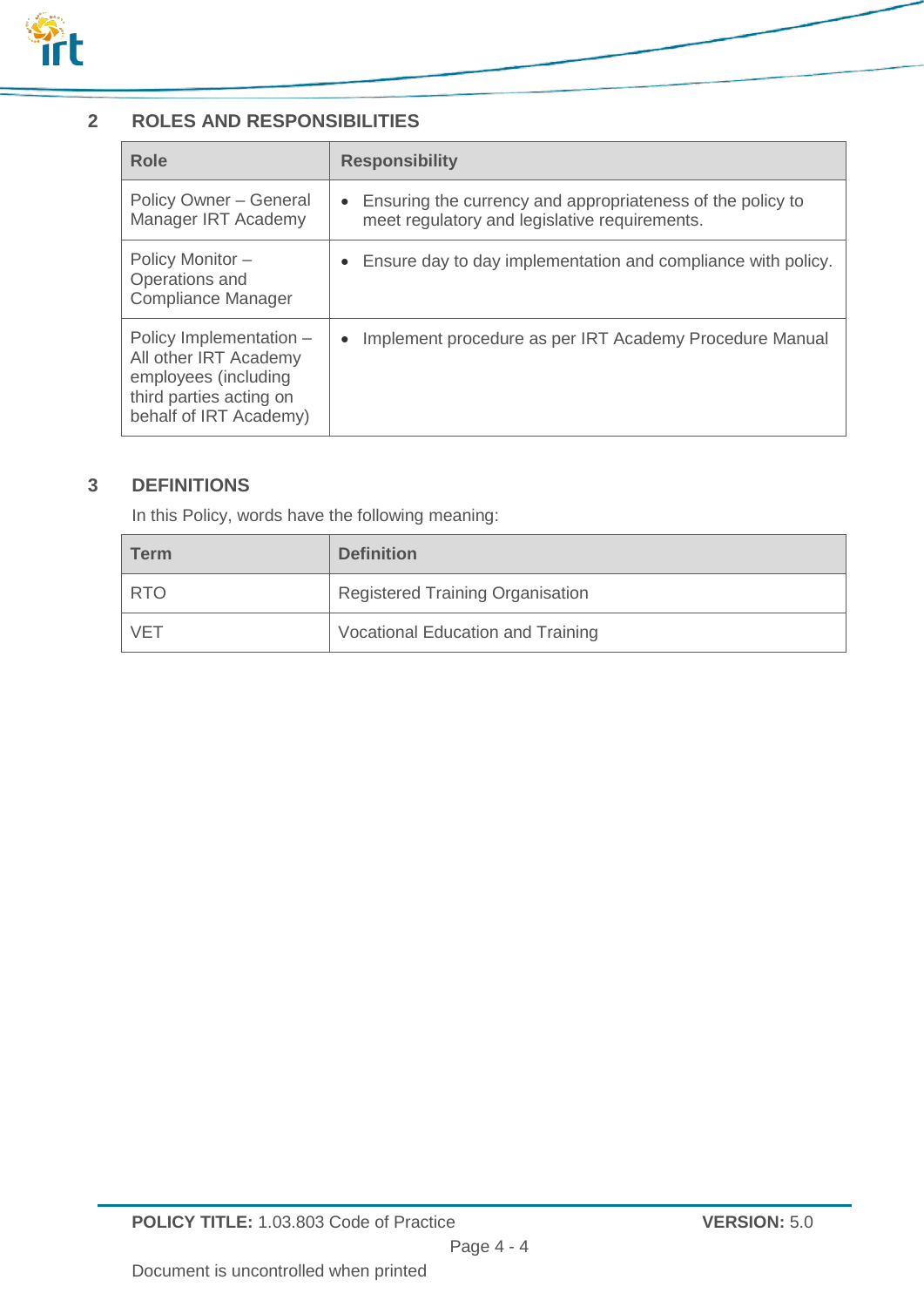## 2 ROLES AND RESPONSIBILITIES

| Role | Responsibility |
|---|---|
| Policy Owner – General Manager IRT Academy | • Ensuring the currency and appropriateness of the policy to meet regulatory and legislative requirements. |
| Policy Monitor – Operations and Compliance Manager | • Ensure day to day implementation and compliance with policy. |
| Policy Implementation – All other IRT Academy employees (including third parties acting on behalf of IRT Academy) | • Implement procedure as per IRT Academy Procedure Manual |

## 3 DEFINITIONS

In this Policy, words have the following meaning:

| Term | Definition |
|---|---|
| RTO | Registered Training Organisation |
| VET | Vocational Education and Training |